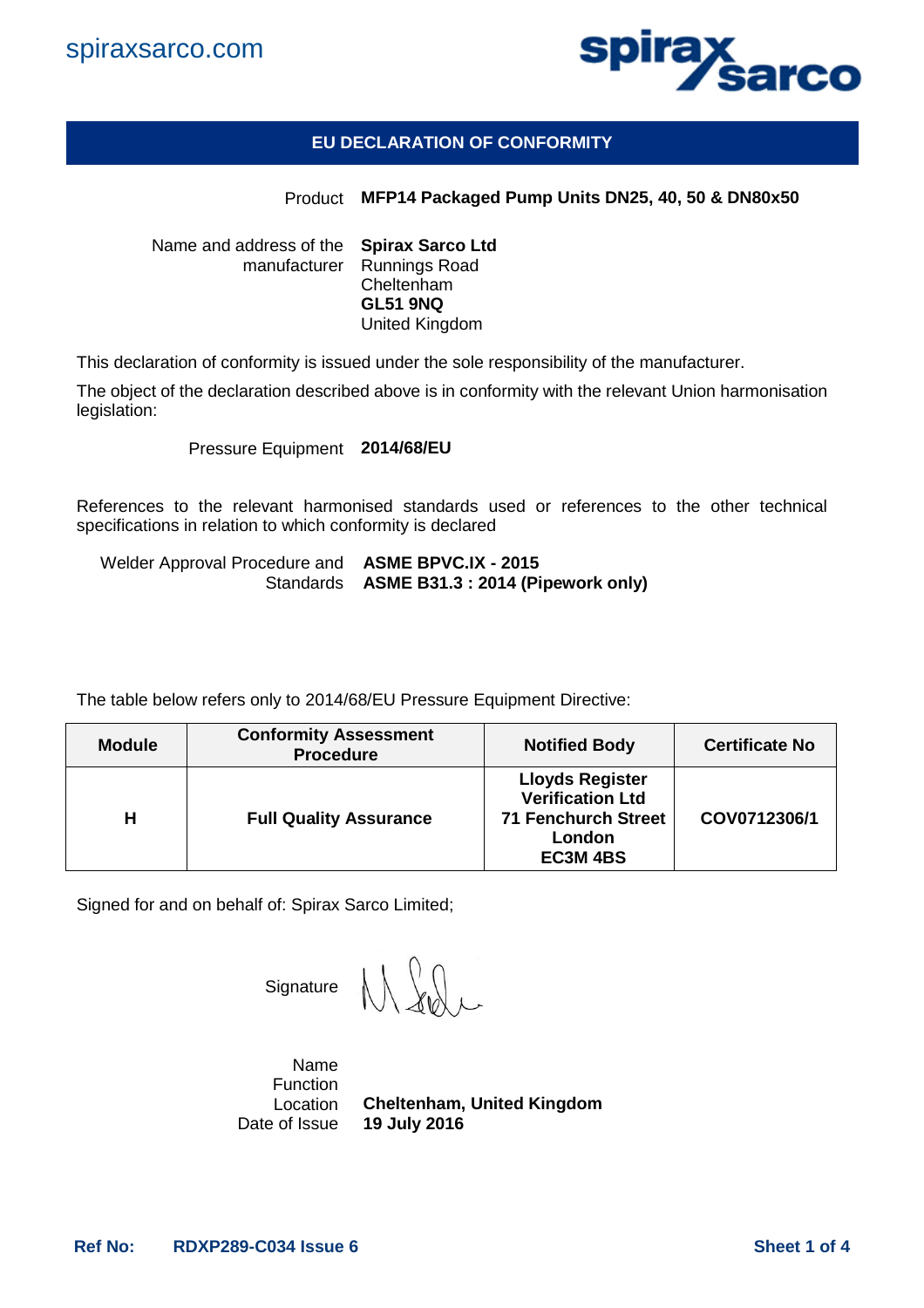spiraxsarco.com

# EU DECLARATION OF CONFORMITY

Product **MFP14 Packaged Pump Units DN25, 40, 50 & DN80x50**

Name and address of the manufacturer
**Spirax Sarco Ltd**
Runnings Road
Cheltenham
**GL51 9NQ**
United Kingdom

This declaration of conformity is issued under the sole responsibility of the manufacturer.

The object of the declaration described above is in conformity with the relevant Union harmonisation legislation:

Pressure Equipment **2014/68/EU**

References to the relevant harmonised standards used or references to the other technical specifications in relation to which conformity is declared

Welder Approval Procedure and Standards
**ASME BPVC.IX - 2015**
**ASME B31.3 : 2014 (Pipework only)**

The table below refers only to 2014/68/EU Pressure Equipment Directive:

| Module | Conformity Assessment Procedure | Notified Body | Certificate No |
|---|---|---|---|
| **H** | **Full Quality Assurance** | **Lloyds Register Verification Ltd 71 Fenchurch Street London EC3M 4BS** | **COV0712306/1** |

Signed for and on behalf of: Spirax Sarco Limited;

Signature

Name
Function
Location **Cheltenham, United Kingdom**
Date of Issue **19 July 2016**

**Ref No: RDXP289-C034 Issue 6**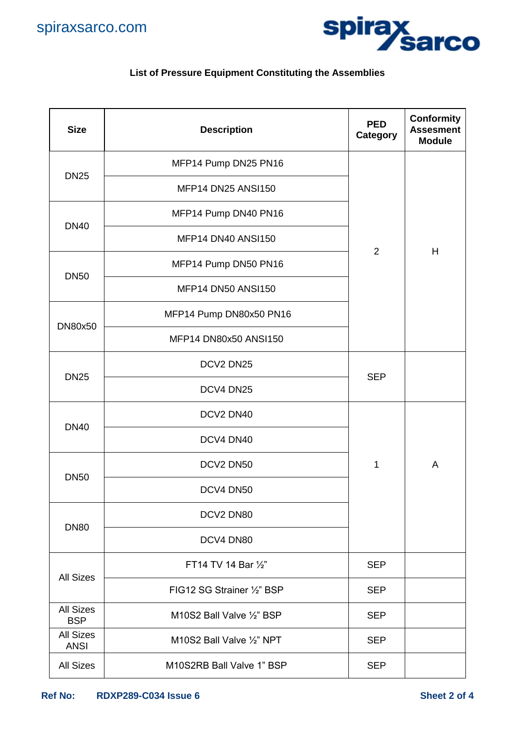**List of Pressure Equipment Constituting the Assemblies**

| Size | Description | PED Category | Conformity Assesment Module |
|---|---|---|---|
| DN25 | MFP14 Pump DN25 PN16 | 2 | H |
| | MFP14 DN25 ANSI150 | | |
| DN40 | MFP14 Pump DN40 PN16 | | |
| | MFP14 DN40 ANSI150 | | |
| DN50 | MFP14 Pump DN50 PN16 | | |
| | MFP14 DN50 ANSI150 | | |
| DN80x50 | MFP14 Pump DN80x50 PN16 | | |
| | MFP14 DN80x50 ANSI150 | | |
| DN25 | DCV2 DN25 | SEP | |
| | DCV4 DN25 | | |
| DN40 | DCV2 DN40 | 1 | A |
| | DCV4 DN40 | | |
| DN50 | DCV2 DN50 | | |
| | DCV4 DN50 | | |
| DN80 | DCV2 DN80 | | |
| | DCV4 DN80 | | |
| All Sizes | FT14 TV 14 Bar ½" | SEP | |
| | FIG12 SG Strainer ½" BSP | SEP | |
| All Sizes BSP | M10S2 Ball Valve ½" BSP | SEP | |
| All Sizes ANSI | M10S2 Ball Valve ½" NPT | SEP | |
| All Sizes | M10S2RB Ball Valve 1" BSP | SEP | |

**Ref No:** RDXP289-C034 Issue 6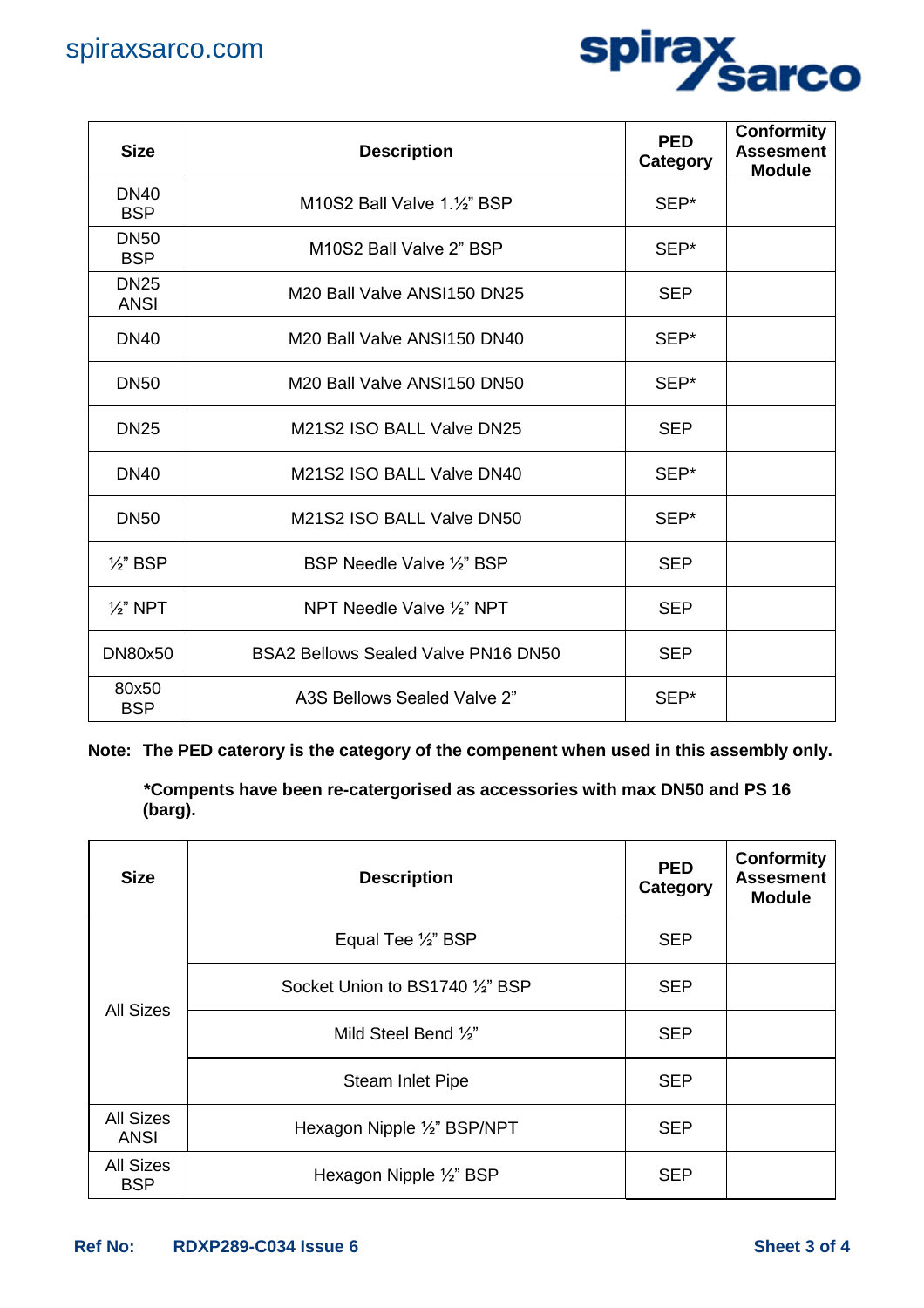| Size | Description | PED Category | Conformity Assessment Module |
|---|---|---|---|
| DN40 BSP | M10S2 Ball Valve 1.½" BSP | SEP* | |
| DN50 BSP | M10S2 Ball Valve 2" BSP | SEP* | |
| DN25 ANSI | M20 Ball Valve ANSI150 DN25 | SEP | |
| DN40 | M20 Ball Valve ANSI150 DN40 | SEP* | |
| DN50 | M20 Ball Valve ANSI150 DN50 | SEP* | |
| DN25 | M21S2 ISO BALL Valve DN25 | SEP | |
| DN40 | M21S2 ISO BALL Valve DN40 | SEP* | |
| DN50 | M21S2 ISO BALL Valve DN50 | SEP* | |
| ½" BSP | BSP Needle Valve ½" BSP | SEP | |
| ½" NPT | NPT Needle Valve ½" NPT | SEP | |
| DN80x50 | BSA2 Bellows Sealed Valve PN16 DN50 | SEP | |
| 80x50 BSP | A3S Bellows Sealed Valve 2" | SEP* | |

**Note: The PED caterory is the category of the compenent when used in this assembly only.**

**\*Compents have been re-catergorised as accessories with max DN50 and PS 16 (barg).**

| Size | Description | PED Category | Conformity Assessment Module |
|---|---|---|---|
| All Sizes | Equal Tee ½" BSP | SEP | |
| | Socket Union to BS1740 ½" BSP | SEP | |
| | Mild Steel Bend ½" | SEP | |
| | Steam Inlet Pipe | SEP | |
| All Sizes ANSI | Hexagon Nipple ½" BSP/NPT | SEP | |
| All Sizes BSP | Hexagon Nipple ½" BSP | SEP | |

**Ref No: RDXP289-C034 Issue 6**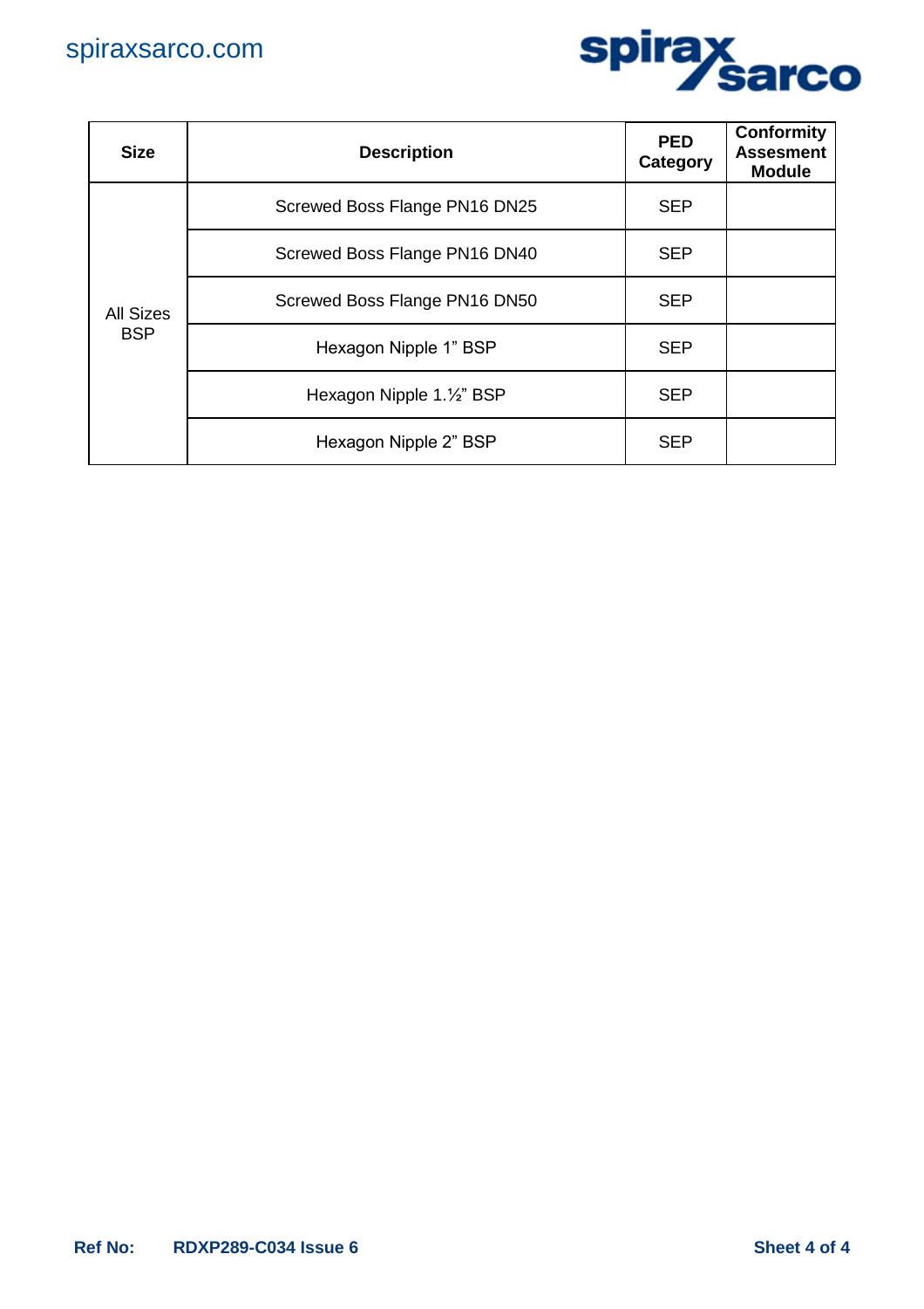| Size | Description | PED Category | Conformity Assesment Module |
|---|---|---|---|
| All Sizes BSP | Screwed Boss Flange PN16 DN25 | SEP | |
| | Screwed Boss Flange PN16 DN40 | SEP | |
| | Screwed Boss Flange PN16 DN50 | SEP | |
| | Hexagon Nipple 1" BSP | SEP | |
| | Hexagon Nipple 1.½" BSP | SEP | |
| | Hexagon Nipple 2" BSP | SEP | |

**Ref No: RDXP289-C034 Issue 6**